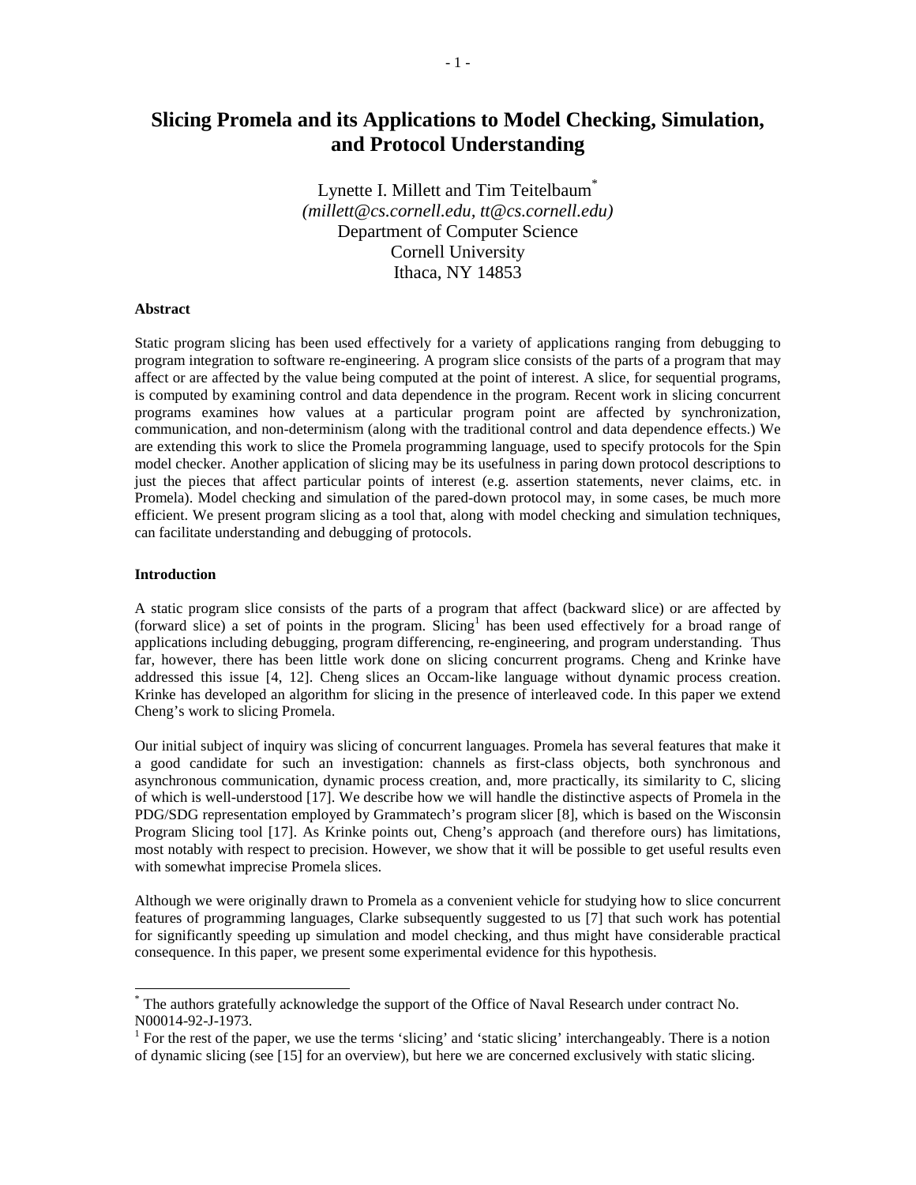# Slicing Promela and its Applications to Model Checking, Simulation, and Protocol Understanding

Lynette I. Millett and Tim Teitelbaum*
*(millett@cs.cornell.edu, tt@cs.cornell.edu)*
Department of Computer Science
Cornell University
Ithaca, NY 14853

**Abstract**

Static program slicing has been used effectively for a variety of applications ranging from debugging to program integration to software re-engineering. A program slice consists of the parts of a program that may affect or are affected by the value being computed at the point of interest. A slice, for sequential programs, is computed by examining control and data dependence in the program. Recent work in slicing concurrent programs examines how values at a particular program point are affected by synchronization, communication, and non-determinism (along with the traditional control and data dependence effects.) We are extending this work to slice the Promela programming language, used to specify protocols for the Spin model checker. Another application of slicing may be its usefulness in paring down protocol descriptions to just the pieces that affect particular points of interest (e.g. assertion statements, never claims, etc. in Promela). Model checking and simulation of the pared-down protocol may, in some cases, be much more efficient. We present program slicing as a tool that, along with model checking and simulation techniques, can facilitate understanding and debugging of protocols.

**Introduction**

A static program slice consists of the parts of a program that affect (backward slice) or are affected by (forward slice) a set of points in the program. Slicing[1] has been used effectively for a broad range of applications including debugging, program differencing, re-engineering, and program understanding. Thus far, however, there has been little work done on slicing concurrent programs. Cheng and Krinke have addressed this issue [4, 12]. Cheng slices an Occam-like language without dynamic process creation. Krinke has developed an algorithm for slicing in the presence of interleaved code. In this paper we extend Cheng's work to slicing Promela.

Our initial subject of inquiry was slicing of concurrent languages. Promela has several features that make it a good candidate for such an investigation: channels as first-class objects, both synchronous and asynchronous communication, dynamic process creation, and, more practically, its similarity to C, slicing of which is well-understood [17]. We describe how we will handle the distinctive aspects of Promela in the PDG/SDG representation employed by Grammatech's program slicer [8], which is based on the Wisconsin Program Slicing tool [17]. As Krinke points out, Cheng's approach (and therefore ours) has limitations, most notably with respect to precision. However, we show that it will be possible to get useful results even with somewhat imprecise Promela slices.

Although we were originally drawn to Promela as a convenient vehicle for studying how to slice concurrent features of programming languages, Clarke subsequently suggested to us [7] that such work has potential for significantly speeding up simulation and model checking, and thus might have considerable practical consequence. In this paper, we present some experimental evidence for this hypothesis.

---

* The authors gratefully acknowledge the support of the Office of Naval Research under contract No. N00014-92-J-1973.

[1] For the rest of the paper, we use the terms 'slicing' and 'static slicing' interchangeably. There is a notion of dynamic slicing (see [15] for an overview), but here we are concerned exclusively with static slicing.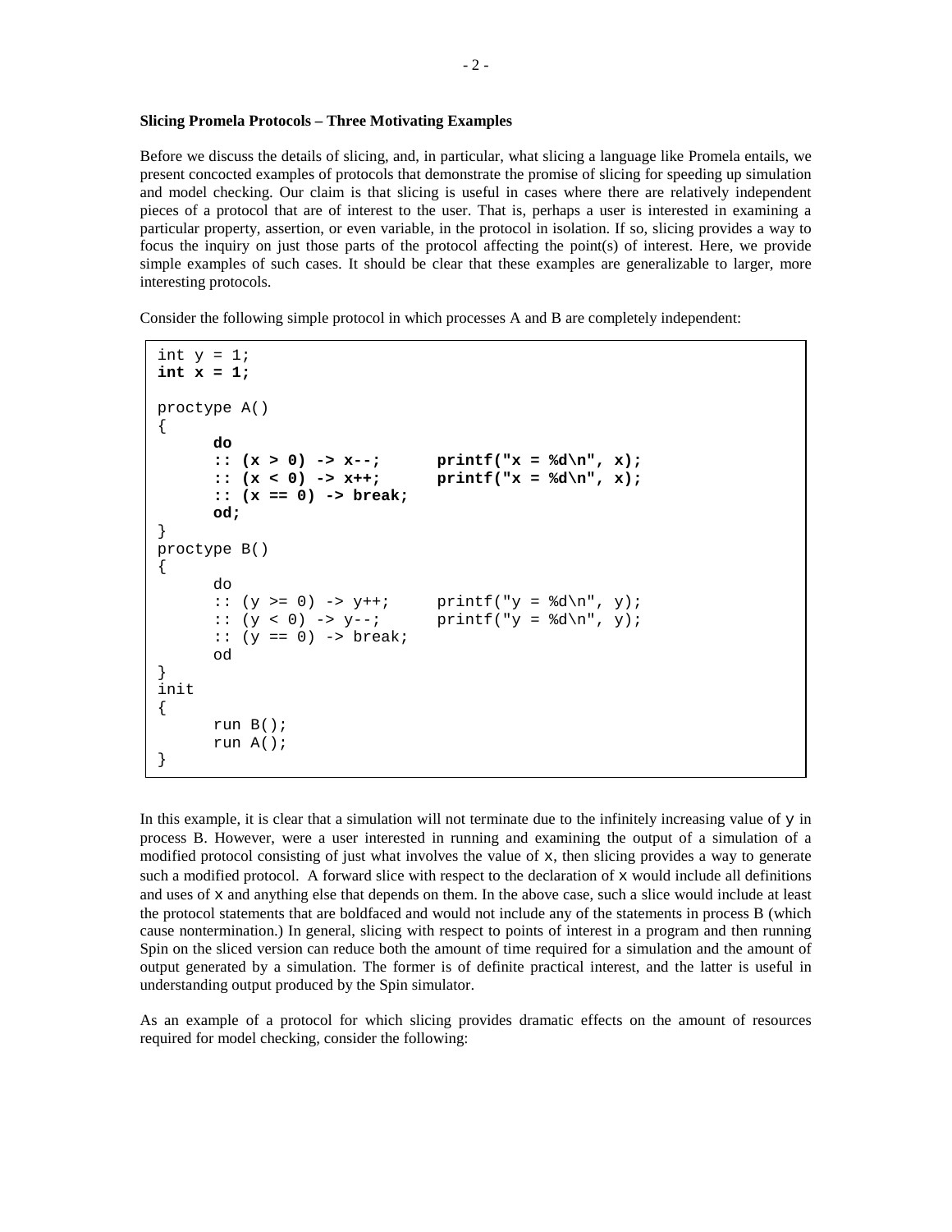**Slicing Promela Protocols – Three Motivating Examples**

Before we discuss the details of slicing, and, in particular, what slicing a language like Promela entails, we present concocted examples of protocols that demonstrate the promise of slicing for speeding up simulation and model checking. Our claim is that slicing is useful in cases where there are relatively independent pieces of a protocol that are of interest to the user. That is, perhaps a user is interested in examining a particular property, assertion, or even variable, in the protocol in isolation. If so, slicing provides a way to focus the inquiry on just those parts of the protocol affecting the point(s) of interest. Here, we provide simple examples of such cases. It should be clear that these examples are generalizable to larger, more interesting protocols.

Consider the following simple protocol in which processes A and B are completely independent:

```
int y = 1;
int x = 1;

proctype A()
{
      do
      :: (x > 0) -> x--;      printf("x = %d\n", x);
      :: (x < 0) -> x++;      printf("x = %d\n", x);
      :: (x == 0) -> break;
      od;
}
proctype B()
{
      do
      :: (y >= 0) -> y++;     printf("y = %d\n", y);
      :: (y < 0) -> y--;      printf("y = %d\n", y);
      :: (y == 0) -> break;
      od
}
init
{
      run B();
      run A();
}
```

In this example, it is clear that a simulation will not terminate due to the infinitely increasing value of `y` in process B. However, were a user interested in running and examining the output of a simulation of a modified protocol consisting of just what involves the value of `x`, then slicing provides a way to generate such a modified protocol. A forward slice with respect to the declaration of `x` would include all definitions and uses of `x` and anything else that depends on them. In the above case, such a slice would include at least the protocol statements that are boldfaced and would not include any of the statements in process B (which cause nontermination.) In general, slicing with respect to points of interest in a program and then running Spin on the sliced version can reduce both the amount of time required for a simulation and the amount of output generated by a simulation. The former is of definite practical interest, and the latter is useful in understanding output produced by the Spin simulator.

As an example of a protocol for which slicing provides dramatic effects on the amount of resources required for model checking, consider the following: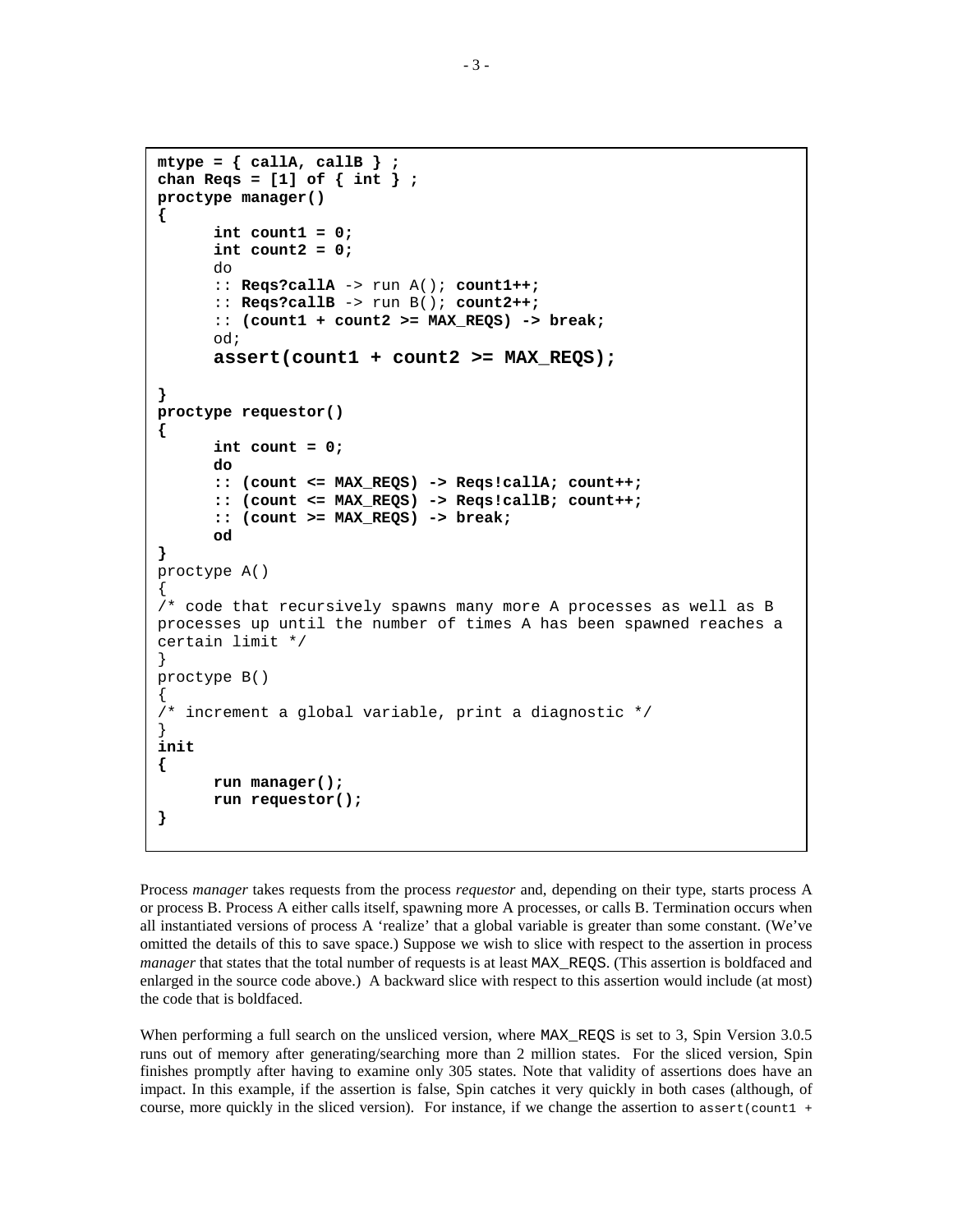```
mtype = { callA, callB } ;
chan Reqs = [1] of { int } ;
proctype manager()
{
      int count1 = 0;
      int count2 = 0;
      do
      :: Reqs?callA -> run A(); count1++;
      :: Reqs?callB -> run B(); count2++;
      :: (count1 + count2 >= MAX_REQS) -> break;
      od;
      assert(count1 + count2 >= MAX_REQS);

}
proctype requestor()
{
      int count = 0;
      do
      :: (count <= MAX_REQS) -> Reqs!callA; count++;
      :: (count <= MAX_REQS) -> Reqs!callB; count++;
      :: (count >= MAX_REQS) -> break;
      od
}
proctype A()
{
/* code that recursively spawns many more A processes as well as B
processes up until the number of times A has been spawned reaches a
certain limit */
}
proctype B()
{
/* increment a global variable, print a diagnostic */
}
init
{
      run manager();
      run requestor();
}
```

Process *manager* takes requests from the process *requestor* and, depending on their type, starts process A or process B. Process A either calls itself, spawning more A processes, or calls B. Termination occurs when all instantiated versions of process A 'realize' that a global variable is greater than some constant. (We've omitted the details of this to save space.) Suppose we wish to slice with respect to the assertion in process *manager* that states that the total number of requests is at least MAX_REQS. (This assertion is boldfaced and enlarged in the source code above.) A backward slice with respect to this assertion would include (at most) the code that is boldfaced.

When performing a full search on the unsliced version, where MAX_REQS is set to 3, Spin Version 3.0.5 runs out of memory after generating/searching more than 2 million states. For the sliced version, Spin finishes promptly after having to examine only 305 states. Note that validity of assertions does have an impact. In this example, if the assertion is false, Spin catches it very quickly in both cases (although, of course, more quickly in the sliced version). For instance, if we change the assertion to `assert(count1 +`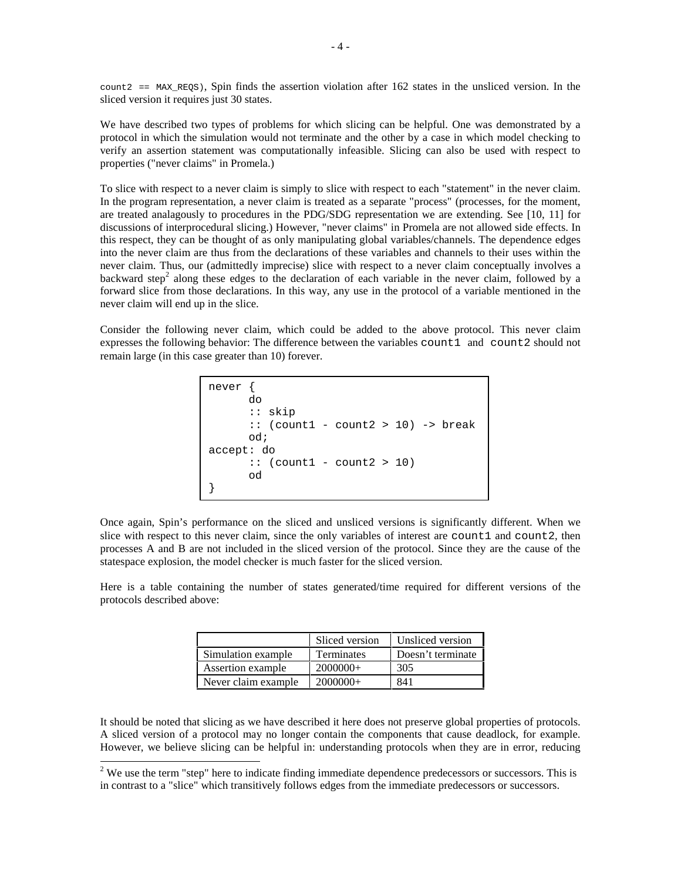count2 == MAX_REQS), Spin finds the assertion violation after 162 states in the unsliced version. In the sliced version it requires just 30 states.

We have described two types of problems for which slicing can be helpful. One was demonstrated by a protocol in which the simulation would not terminate and the other by a case in which model checking to verify an assertion statement was computationally infeasible. Slicing can also be used with respect to properties ("never claims" in Promela.)

To slice with respect to a never claim is simply to slice with respect to each "statement" in the never claim. In the program representation, a never claim is treated as a separate "process" (processes, for the moment, are treated analagously to procedures in the PDG/SDG representation we are extending. See [10, 11] for discussions of interprocedural slicing.) However, "never claims" in Promela are not allowed side effects. In this respect, they can be thought of as only manipulating global variables/channels. The dependence edges into the never claim are thus from the declarations of these variables and channels to their uses within the never claim. Thus, our (admittedly imprecise) slice with respect to a never claim conceptually involves a backward step[2] along these edges to the declaration of each variable in the never claim, followed by a forward slice from those declarations. In this way, any use in the protocol of a variable mentioned in the never claim will end up in the slice.

Consider the following never claim, which could be added to the above protocol. This never claim expresses the following behavior: The difference between the variables count1 and count2 should not remain large (in this case greater than 10) forever.

```
never {
      do
      :: skip
      :: (count1 - count2 > 10) -> break
      od;
accept: do
      :: (count1 - count2 > 10)
      od
}
```

Once again, Spin's performance on the sliced and unsliced versions is significantly different. When we slice with respect to this never claim, since the only variables of interest are count1 and count2, then processes A and B are not included in the sliced version of the protocol. Since they are the cause of the statespace explosion, the model checker is much faster for the sliced version.

Here is a table containing the number of states generated/time required for different versions of the protocols described above:

| | Sliced version | Unsliced version |
|---|---|---|
| Simulation example | Terminates | Doesn't terminate |
| Assertion example | 2000000+ | 305 |
| Never claim example | 2000000+ | 841 |

It should be noted that slicing as we have described it here does not preserve global properties of protocols. A sliced version of a protocol may no longer contain the components that cause deadlock, for example. However, we believe slicing can be helpful in: understanding protocols when they are in error, reducing

[2] We use the term "step" here to indicate finding immediate dependence predecessors or successors. This is in contrast to a "slice" which transitively follows edges from the immediate predecessors or successors.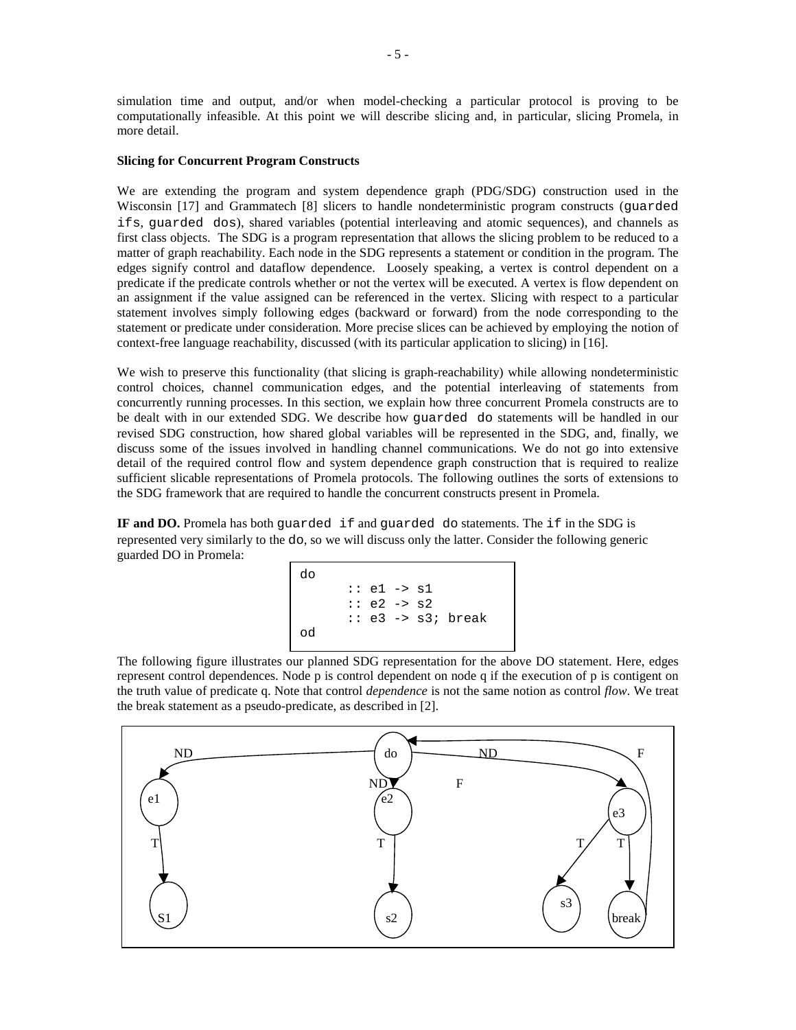simulation time and output, and/or when model-checking a particular protocol is proving to be computationally infeasible. At this point we will describe slicing and, in particular, slicing Promela, in more detail.

**Slicing for Concurrent Program Constructs**

We are extending the program and system dependence graph (PDG/SDG) construction used in the Wisconsin [17] and Grammatech [8] slicers to handle nondeterministic program constructs (`guarded ifs`, `guarded dos`), shared variables (potential interleaving and atomic sequences), and channels as first class objects. The SDG is a program representation that allows the slicing problem to be reduced to a matter of graph reachability. Each node in the SDG represents a statement or condition in the program. The edges signify control and dataflow dependence. Loosely speaking, a vertex is control dependent on a predicate if the predicate controls whether or not the vertex will be executed. A vertex is flow dependent on an assignment if the value assigned can be referenced in the vertex. Slicing with respect to a particular statement involves simply following edges (backward or forward) from the node corresponding to the statement or predicate under consideration. More precise slices can be achieved by employing the notion of context-free language reachability, discussed (with its particular application to slicing) in [16].

We wish to preserve this functionality (that slicing is graph-reachability) while allowing nondeterministic control choices, channel communication edges, and the potential interleaving of statements from concurrently running processes. In this section, we explain how three concurrent Promela constructs are to be dealt with in our extended SDG. We describe how `guarded do` statements will be handled in our revised SDG construction, how shared global variables will be represented in the SDG, and, finally, we discuss some of the issues involved in handling channel communications. We do not go into extensive detail of the required control flow and system dependence graph construction that is required to realize sufficient slicable representations of Promela protocols. The following outlines the sorts of extensions to the SDG framework that are required to handle the concurrent constructs present in Promela.

**IF and DO.** Promela has both `guarded if` and `guarded do` statements. The `if` in the SDG is represented very similarly to the `do`, so we will discuss only the latter. Consider the following generic guarded DO in Promela:

```
do
      :: e1 -> s1
      :: e2 -> s2
      :: e3 -> s3; break
od
```

The following figure illustrates our planned SDG representation for the above DO statement. Here, edges represent control dependences. Node p is control dependent on node q if the execution of p is contigent on the truth value of predicate q. Note that control *dependence* is not the same notion as control *flow*. We treat the break statement as a pseudo-predicate, as described in [2].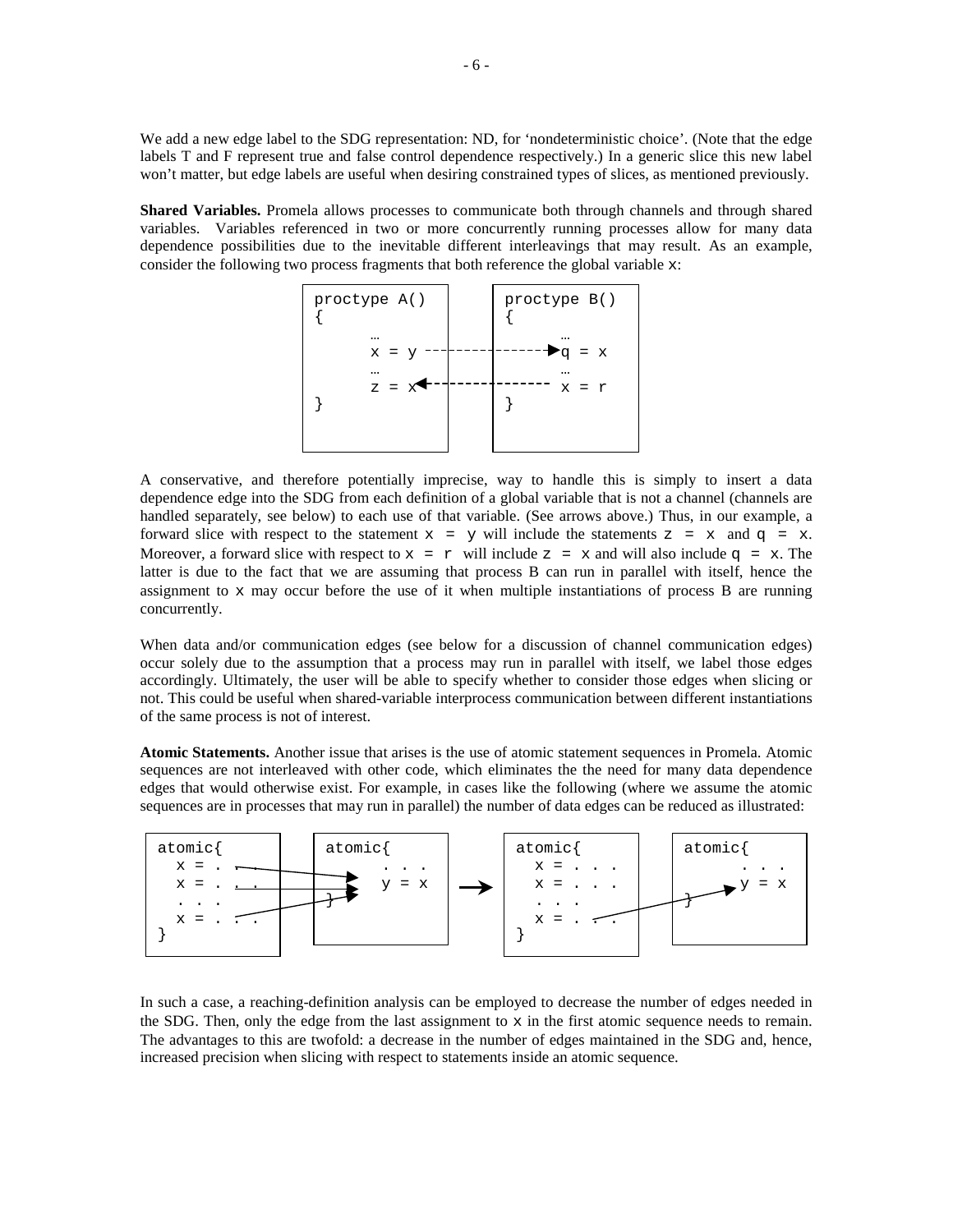We add a new edge label to the SDG representation: ND, for 'nondeterministic choice'. (Note that the edge labels T and F represent true and false control dependence respectively.) In a generic slice this new label won't matter, but edge labels are useful when desiring constrained types of slices, as mentioned previously.

**Shared Variables.** Promela allows processes to communicate both through channels and through shared variables. Variables referenced in two or more concurrently running processes allow for many data dependence possibilities due to the inevitable different interleavings that may result. As an example, consider the following two process fragments that both reference the global variable `x`:

```
proctype A()            proctype B()
{                       {
    …                       …
    x = y  - - - - - - ->   q = x
    …                       …
    z = x  <- - - - - - -   x = r
}                       }
```

A conservative, and therefore potentially imprecise, way to handle this is simply to insert a data dependence edge into the SDG from each definition of a global variable that is not a channel (channels are handled separately, see below) to each use of that variable. (See arrows above.) Thus, in our example, a forward slice with respect to the statement `x = y` will include the statements `z = x` and `q = x`. Moreover, a forward slice with respect to `x = r` will include `z = x` and will also include `q = x`. The latter is due to the fact that we are assuming that process B can run in parallel with itself, hence the assignment to `x` may occur before the use of it when multiple instantiations of process B are running concurrently.

When data and/or communication edges (see below for a discussion of channel communication edges) occur solely due to the assumption that a process may run in parallel with itself, we label those edges accordingly. Ultimately, the user will be able to specify whether to consider those edges when slicing or not. This could be useful when shared-variable interprocess communication between different instantiations of the same process is not of interest.

**Atomic Statements.** Another issue that arises is the use of atomic statement sequences in Promela. Atomic sequences are not interleaved with other code, which eliminates the the need for many data dependence edges that would otherwise exist. For example, in cases like the following (where we assume the atomic sequences are in processes that may run in parallel) the number of data edges can be reduced as illustrated:

```
atomic{          atomic{              atomic{          atomic{
  x = . . . --->     . . .              x = . . .          . . .
  x = . . . --->     y = x      --->    x = . . .          y = x
  . . .          }                      . . .          }
  x = . . . --->                        x = . . . ------>
}                                     }
```

In such a case, a reaching-definition analysis can be employed to decrease the number of edges needed in the SDG. Then, only the edge from the last assignment to `x` in the first atomic sequence needs to remain. The advantages to this are twofold: a decrease in the number of edges maintained in the SDG and, hence, increased precision when slicing with respect to statements inside an atomic sequence.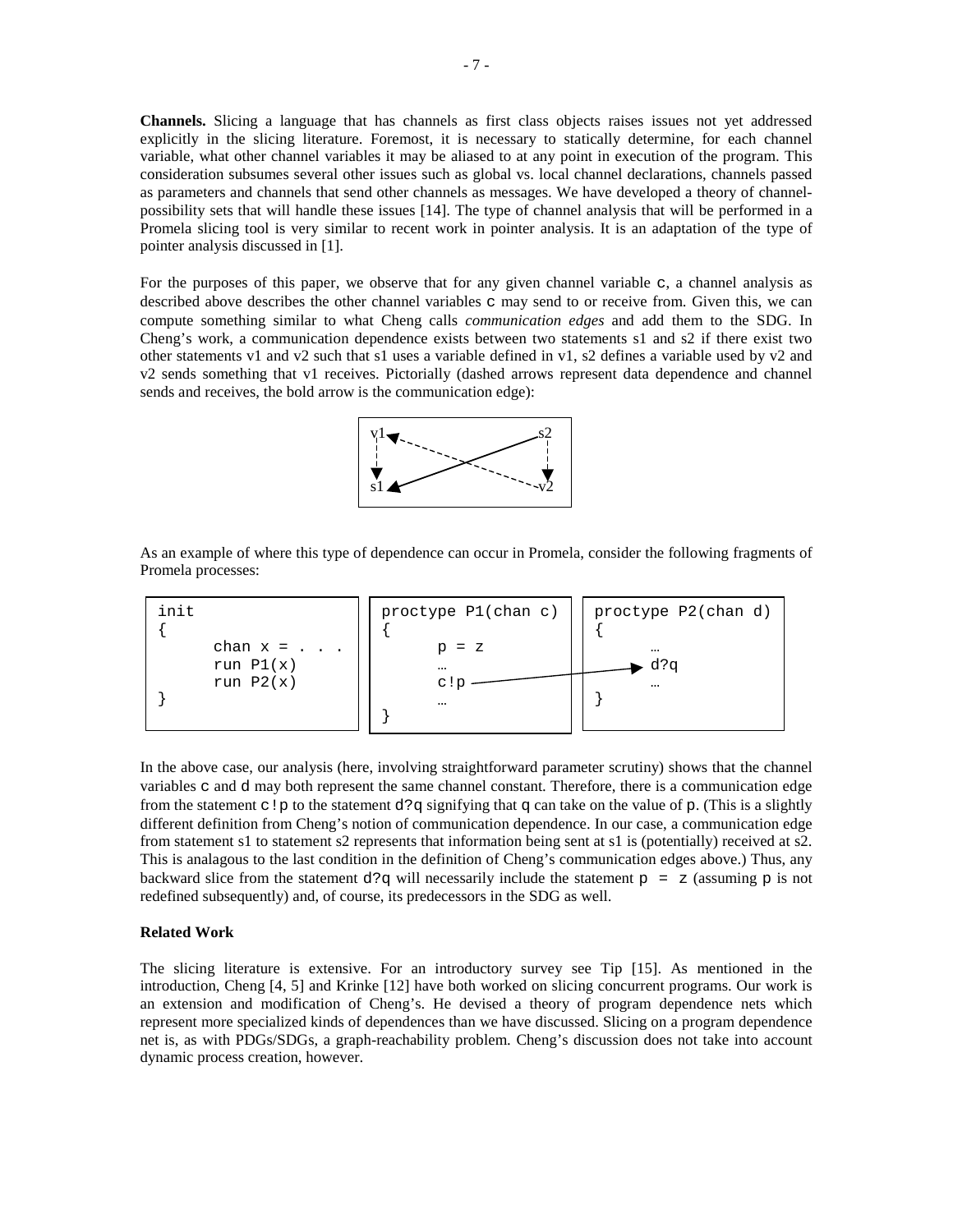**Channels.** Slicing a language that has channels as first class objects raises issues not yet addressed explicitly in the slicing literature. Foremost, it is necessary to statically determine, for each channel variable, what other channel variables it may be aliased to at any point in execution of the program. This consideration subsumes several other issues such as global vs. local channel declarations, channels passed as parameters and channels that send other channels as messages. We have developed a theory of channel-possibility sets that will handle these issues [14]. The type of channel analysis that will be performed in a Promela slicing tool is very similar to recent work in pointer analysis. It is an adaptation of the type of pointer analysis discussed in [1].

For the purposes of this paper, we observe that for any given channel variable `c`, a channel analysis as described above describes the other channel variables `c` may send to or receive from. Given this, we can compute something similar to what Cheng calls *communication edges* and add them to the SDG. In Cheng's work, a communication dependence exists between two statements s1 and s2 if there exist two other statements v1 and v2 such that s1 uses a variable defined in v1, s2 defines a variable used by v2 and v2 sends something that v1 receives. Pictorially (dashed arrows represent data dependence and channel sends and receives, the bold arrow is the communication edge):

```
v1 <- - - - - - - - s2
 |   \           /   |
 |     \       /     |
 v       \   /       v
s1 <-------X- - - - v2
```

As an example of where this type of dependence can occur in Promela, consider the following fragments of Promela processes:

```
init
{
      chan x = . . .
      run P1(x)
      run P2(x)
}
```

```
proctype P1(chan c)
{
      p = z
      …
      c!p          ---->  (to d?q in P2)
      …
}
```

```
proctype P2(chan d)
{
      …
      d?q
      …
}
```

In the above case, our analysis (here, involving straightforward parameter scrutiny) shows that the channel variables `c` and `d` may both represent the same channel constant. Therefore, there is a communication edge from the statement `c!p` to the statement `d?q` signifying that `q` can take on the value of `p`. (This is a slightly different definition from Cheng's notion of communication dependence. In our case, a communication edge from statement s1 to statement s2 represents that information being sent at s1 is (potentially) received at s2. This is analagous to the last condition in the definition of Cheng's communication edges above.) Thus, any backward slice from the statement `d?q` will necessarily include the statement `p = z` (assuming `p` is not redefined subsequently) and, of course, its predecessors in the SDG as well.

**Related Work**

The slicing literature is extensive. For an introductory survey see Tip [15]. As mentioned in the introduction, Cheng [4, 5] and Krinke [12] have both worked on slicing concurrent programs. Our work is an extension and modification of Cheng's. He devised a theory of program dependence nets which represent more specialized kinds of dependences than we have discussed. Slicing on a program dependence net is, as with PDGs/SDGs, a graph-reachability problem. Cheng's discussion does not take into account dynamic process creation, however.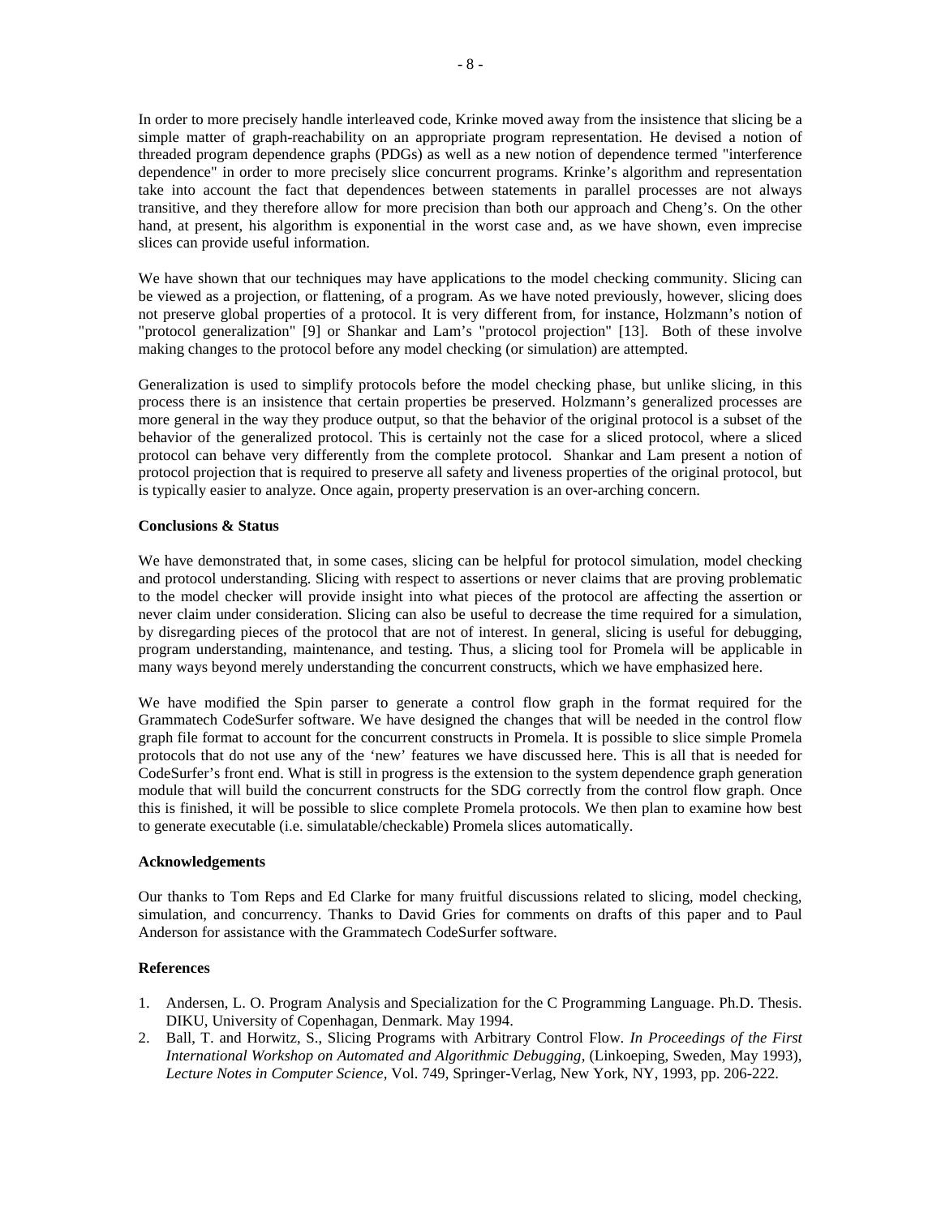In order to more precisely handle interleaved code, Krinke moved away from the insistence that slicing be a simple matter of graph-reachability on an appropriate program representation. He devised a notion of threaded program dependence graphs (PDGs) as well as a new notion of dependence termed "interference dependence" in order to more precisely slice concurrent programs. Krinke's algorithm and representation take into account the fact that dependences between statements in parallel processes are not always transitive, and they therefore allow for more precision than both our approach and Cheng's. On the other hand, at present, his algorithm is exponential in the worst case and, as we have shown, even imprecise slices can provide useful information.

We have shown that our techniques may have applications to the model checking community. Slicing can be viewed as a projection, or flattening, of a program. As we have noted previously, however, slicing does not preserve global properties of a protocol. It is very different from, for instance, Holzmann's notion of "protocol generalization" [9] or Shankar and Lam's "protocol projection" [13]. Both of these involve making changes to the protocol before any model checking (or simulation) are attempted.

Generalization is used to simplify protocols before the model checking phase, but unlike slicing, in this process there is an insistence that certain properties be preserved. Holzmann's generalized processes are more general in the way they produce output, so that the behavior of the original protocol is a subset of the behavior of the generalized protocol. This is certainly not the case for a sliced protocol, where a sliced protocol can behave very differently from the complete protocol. Shankar and Lam present a notion of protocol projection that is required to preserve all safety and liveness properties of the original protocol, but is typically easier to analyze. Once again, property preservation is an over-arching concern.

**Conclusions & Status**

We have demonstrated that, in some cases, slicing can be helpful for protocol simulation, model checking and protocol understanding. Slicing with respect to assertions or never claims that are proving problematic to the model checker will provide insight into what pieces of the protocol are affecting the assertion or never claim under consideration. Slicing can also be useful to decrease the time required for a simulation, by disregarding pieces of the protocol that are not of interest. In general, slicing is useful for debugging, program understanding, maintenance, and testing. Thus, a slicing tool for Promela will be applicable in many ways beyond merely understanding the concurrent constructs, which we have emphasized here.

We have modified the Spin parser to generate a control flow graph in the format required for the Grammatech CodeSurfer software. We have designed the changes that will be needed in the control flow graph file format to account for the concurrent constructs in Promela. It is possible to slice simple Promela protocols that do not use any of the 'new' features we have discussed here. This is all that is needed for CodeSurfer's front end. What is still in progress is the extension to the system dependence graph generation module that will build the concurrent constructs for the SDG correctly from the control flow graph. Once this is finished, it will be possible to slice complete Promela protocols. We then plan to examine how best to generate executable (i.e. simulatable/checkable) Promela slices automatically.

**Acknowledgements**

Our thanks to Tom Reps and Ed Clarke for many fruitful discussions related to slicing, model checking, simulation, and concurrency. Thanks to David Gries for comments on drafts of this paper and to Paul Anderson for assistance with the Grammatech CodeSurfer software.

**References**

1. Andersen, L. O. Program Analysis and Specialization for the C Programming Language. Ph.D. Thesis. DIKU, University of Copenhagen, Denmark. May 1994.
2. Ball, T. and Horwitz, S., Slicing Programs with Arbitrary Control Flow. *In Proceedings of the First International Workshop on Automated and Algorithmic Debugging*, (Linkoeping, Sweden, May 1993), *Lecture Notes in Computer Science*, Vol. 749, Springer-Verlag, New York, NY, 1993, pp. 206-222.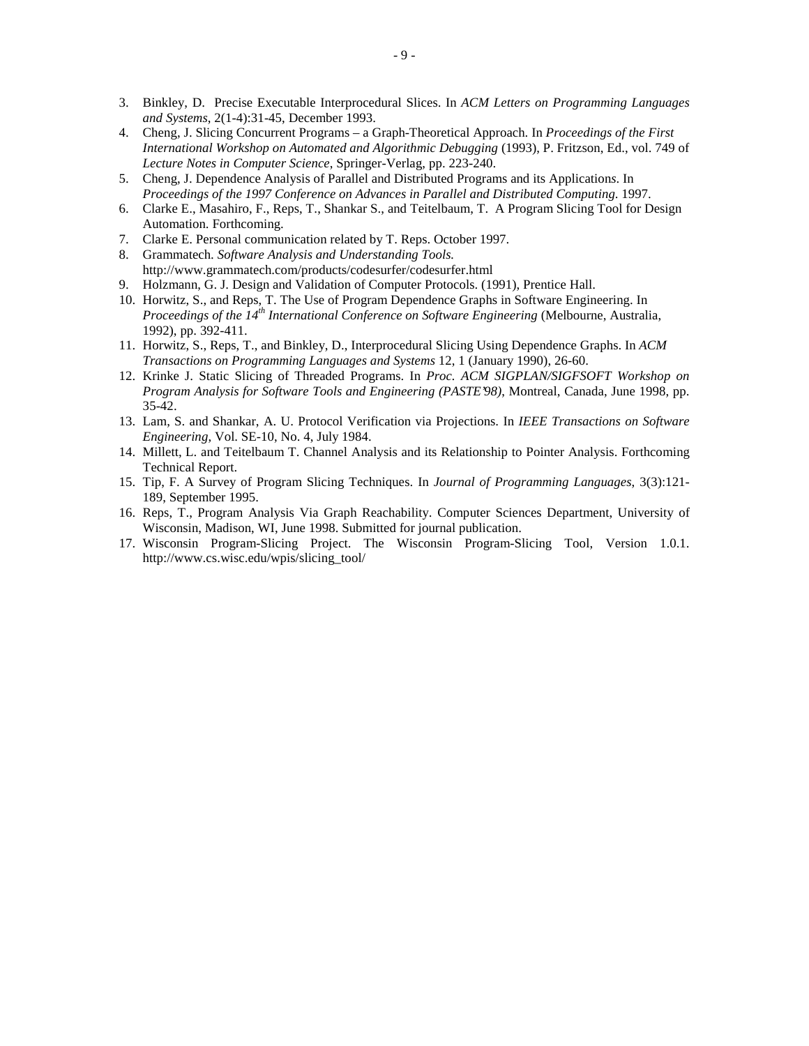3. Binkley, D. Precise Executable Interprocedural Slices. In *ACM Letters on Programming Languages and Systems*, 2(1-4):31-45, December 1993.
4. Cheng, J. Slicing Concurrent Programs – a Graph-Theoretical Approach. In *Proceedings of the First International Workshop on Automated and Algorithmic Debugging* (1993), P. Fritzson, Ed., vol. 749 of *Lecture Notes in Computer Science*, Springer-Verlag, pp. 223-240.
5. Cheng, J. Dependence Analysis of Parallel and Distributed Programs and its Applications. In *Proceedings of the 1997 Conference on Advances in Parallel and Distributed Computing*. 1997.
6. Clarke E., Masahiro, F., Reps, T., Shankar S., and Teitelbaum, T. A Program Slicing Tool for Design Automation. Forthcoming.
7. Clarke E. Personal communication related by T. Reps. October 1997.
8. Grammatech. *Software Analysis and Understanding Tools.* http://www.grammatech.com/products/codesurfer/codesurfer.html
9. Holzmann, G. J. Design and Validation of Computer Protocols. (1991), Prentice Hall.
10. Horwitz, S., and Reps, T. The Use of Program Dependence Graphs in Software Engineering. In *Proceedings of the 14th International Conference on Software Engineering* (Melbourne, Australia, 1992), pp. 392-411.
11. Horwitz, S., Reps, T., and Binkley, D., Interprocedural Slicing Using Dependence Graphs. In *ACM Transactions on Programming Languages and Systems* 12, 1 (January 1990), 26-60.
12. Krinke J. Static Slicing of Threaded Programs. In *Proc. ACM SIGPLAN/SIGFSOFT Workshop on Program Analysis for Software Tools and Engineering (PASTE'98)*, Montreal, Canada, June 1998, pp. 35-42.
13. Lam, S. and Shankar, A. U. Protocol Verification via Projections. In *IEEE Transactions on Software Engineering*, Vol. SE-10, No. 4, July 1984.
14. Millett, L. and Teitelbaum T. Channel Analysis and its Relationship to Pointer Analysis. Forthcoming Technical Report.
15. Tip, F. A Survey of Program Slicing Techniques. In *Journal of Programming Languages*, 3(3):121-189, September 1995.
16. Reps, T., Program Analysis Via Graph Reachability. Computer Sciences Department, University of Wisconsin, Madison, WI, June 1998. Submitted for journal publication.
17. Wisconsin Program-Slicing Project. The Wisconsin Program-Slicing Tool, Version 1.0.1. http://www.cs.wisc.edu/wpis/slicing_tool/